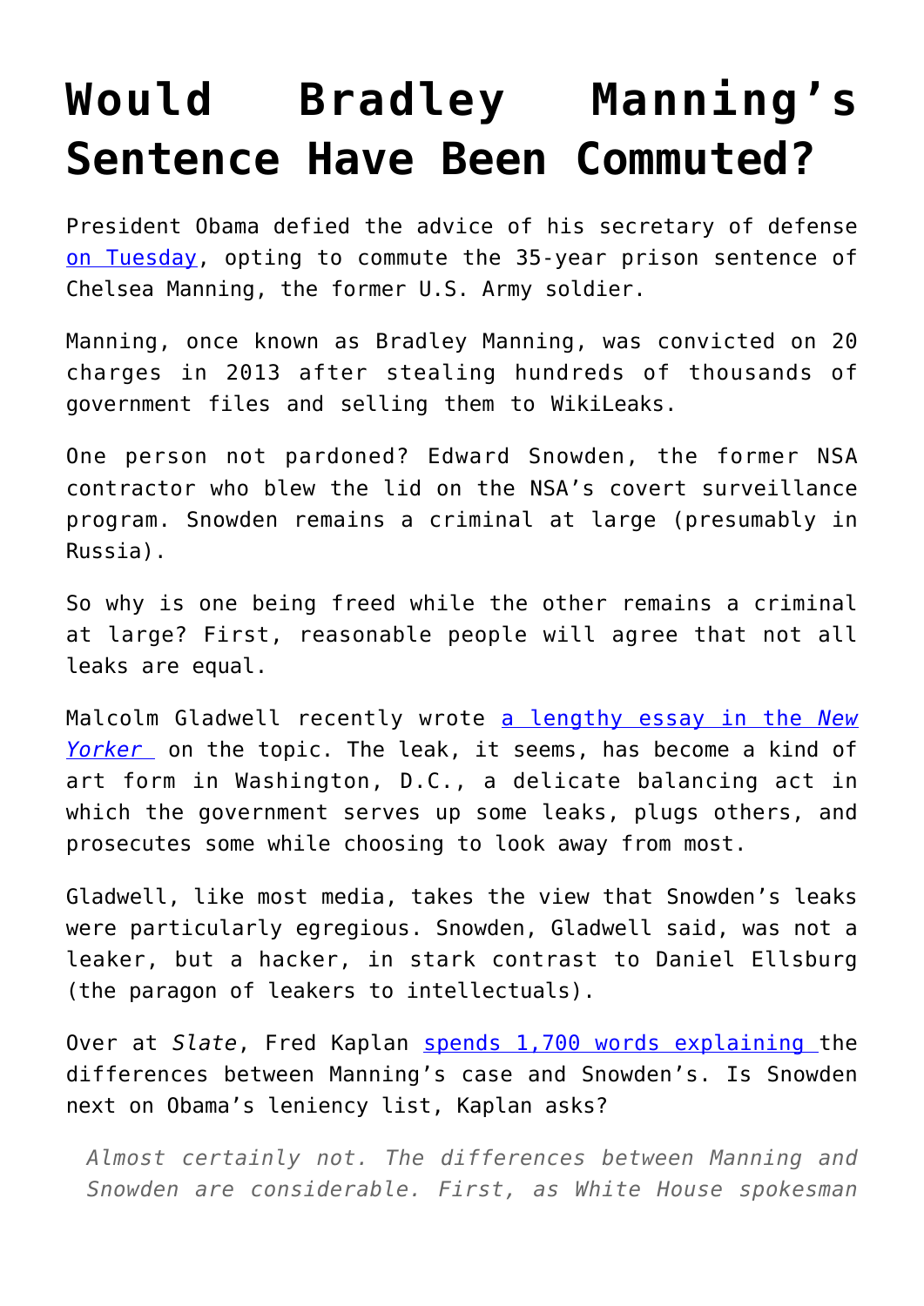# Would Bradley Manning's Sentence Have Been Commuted?

President Obama defied the advice of his secretary of defense [on Tuesday](), opting to commute the 35-year prison sentence of Chelsea Manning, the former U.S. Army soldier.

Manning, once known as Bradley Manning, was convicted on 20 charges in 2013 after stealing hundreds of thousands of government files and selling them to WikiLeaks.

One person not pardoned? Edward Snowden, the former NSA contractor who blew the lid on the NSA's covert surveillance program. Snowden remains a criminal at large (presumably in Russia).

So why is one being freed while the other remains a criminal at large? First, reasonable people will agree that not all leaks are equal.

Malcolm Gladwell recently wrote [a lengthy essay in the *New Yorker*]() on the topic. The leak, it seems, has become a kind of art form in Washington, D.C., a delicate balancing act in which the government serves up some leaks, plugs others, and prosecutes some while choosing to look away from most.

Gladwell, like most media, takes the view that Snowden's leaks were particularly egregious. Snowden, Gladwell said, was not a leaker, but a hacker, in stark contrast to Daniel Ellsburg (the paragon of leakers to intellectuals).

Over at *Slate*, Fred Kaplan [spends 1,700 words explaining]() the differences between Manning's case and Snowden's. Is Snowden next on Obama's leniency list, Kaplan asks?

> *Almost certainly not. The differences between Manning and Snowden are considerable. First, as White House spokesman*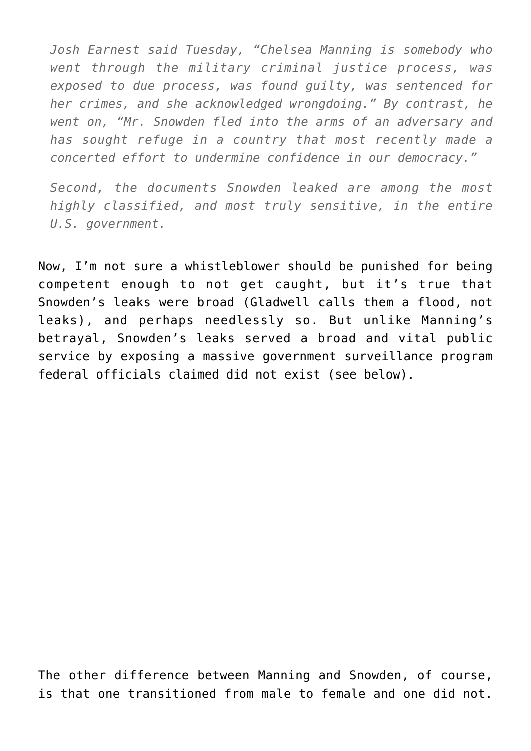> *Josh Earnest said Tuesday, “Chelsea Manning is somebody who went through the military criminal justice process, was exposed to due process, was found guilty, was sentenced for her crimes, and she acknowledged wrongdoing.” By contrast, he went on, “Mr. Snowden fled into the arms of an adversary and has sought refuge in a country that most recently made a concerted effort to undermine confidence in our democracy.”*
>
> *Second, the documents Snowden leaked are among the most highly classified, and most truly sensitive, in the entire U.S. government.*

Now, I’m not sure a whistleblower should be punished for being competent enough to not get caught, but it’s true that Snowden’s leaks were broad (Gladwell calls them a flood, not leaks), and perhaps needlessly so. But unlike Manning’s betrayal, Snowden’s leaks served a broad and vital public service by exposing a massive government surveillance program federal officials claimed did not exist (see below).

The other difference between Manning and Snowden, of course, is that one transitioned from male to female and one did not.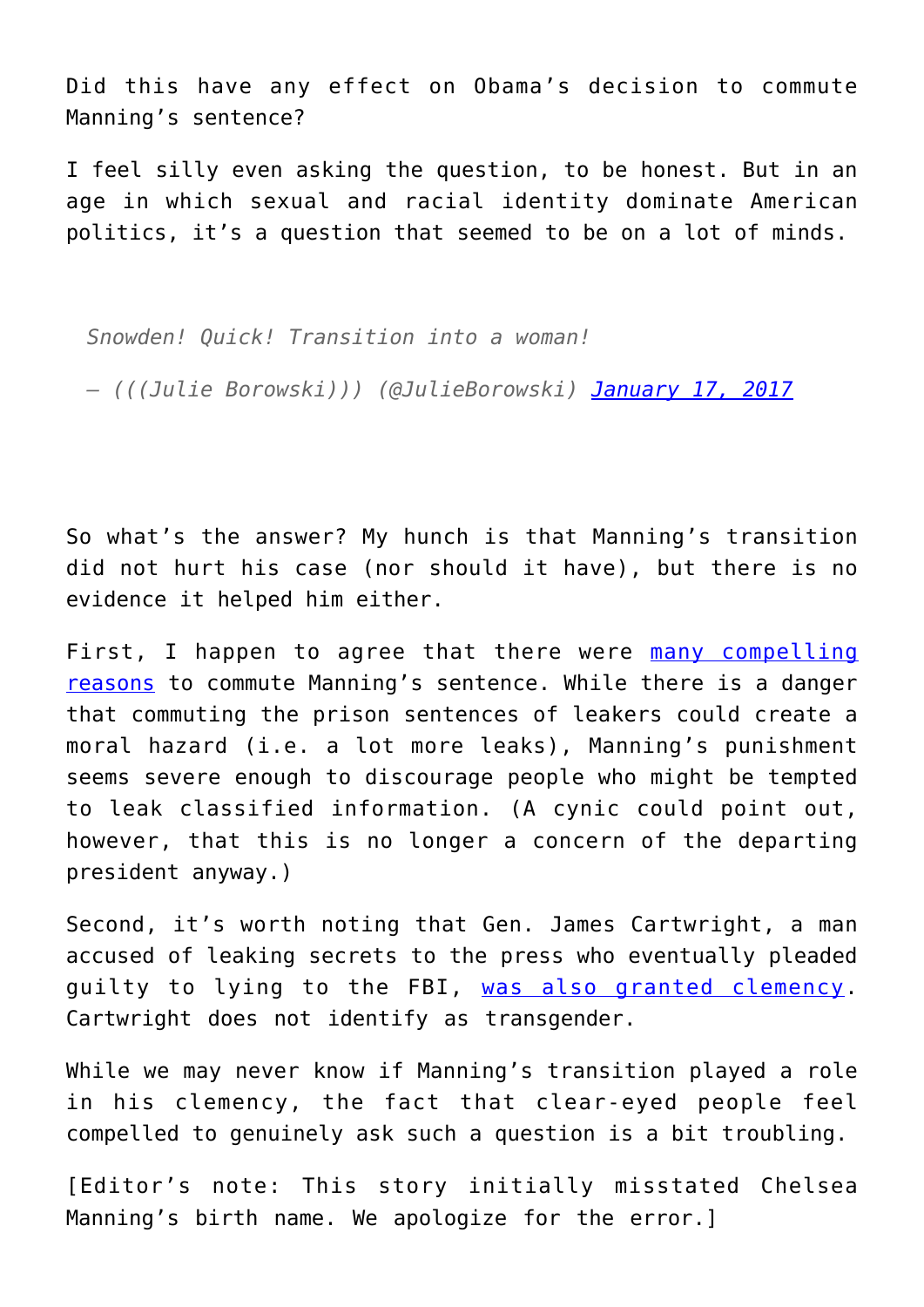Did this have any effect on Obama's decision to commute Manning's sentence?

I feel silly even asking the question, to be honest. But in an age in which sexual and racial identity dominate American politics, it's a question that seemed to be on a lot of minds.

> *Snowden! Quick! Transition into a woman!*
>
> *— (((Julie Borowski))) (@JulieBorowski) [January 17, 2017]*

So what's the answer? My hunch is that Manning's transition did not hurt his case (nor should it have), but there is no evidence it helped him either.

First, I happen to agree that there were [many compelling reasons] to commute Manning's sentence. While there is a danger that commuting the prison sentences of leakers could create a moral hazard (i.e. a lot more leaks), Manning's punishment seems severe enough to discourage people who might be tempted to leak classified information. (A cynic could point out, however, that this is no longer a concern of the departing president anyway.)

Second, it's worth noting that Gen. James Cartwright, a man accused of leaking secrets to the press who eventually pleaded guilty to lying to the FBI, [was also granted clemency]. Cartwright does not identify as transgender.

While we may never know if Manning's transition played a role in his clemency, the fact that clear-eyed people feel compelled to genuinely ask such a question is a bit troubling.

[Editor's note: This story initially misstated Chelsea Manning's birth name. We apologize for the error.]